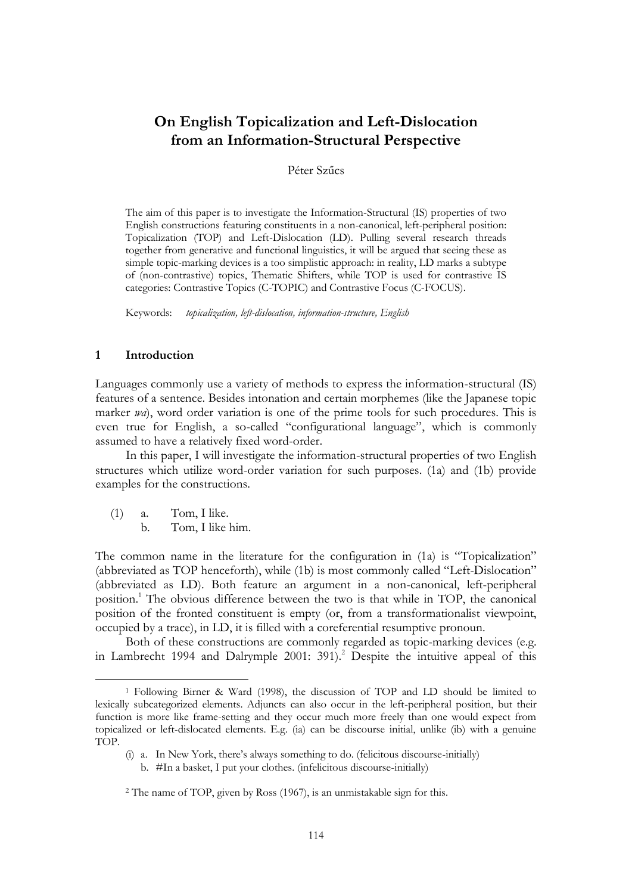# On English Topicalization and Left-Dislocation from an Information-Structural Perspective

Péter Szűcs

The aim of this paper is to investigate the Information-Structural (IS) properties of two English constructions featuring constituents in a non-canonical, left-peripheral position: Topicalization (TOP) and Left-Dislocation (LD). Pulling several research threads together from generative and functional linguistics, it will be argued that seeing these as simple topic-marking devices is a too simplistic approach: in reality, LD marks a subtype of (non-contrastive) topics, Thematic Shifters, while TOP is used for contrastive IS categories: Contrastive Topics (C-TOPIC) and Contrastive Focus (C-FOCUS).

Keywords: *topicalization, left-dislocation, information-structure, English*

## 1 Introduction

Languages commonly use a variety of methods to express the information-structural (IS) features of a sentence. Besides intonation and certain morphemes (like the Japanese topic marker *wa*), word order variation is one of the prime tools for such procedures. This is even true for English, a so-called "configurational language", which is commonly assumed to have a relatively fixed word-order.

In this paper, I will investigate the information-structural properties of two English structures which utilize word-order variation for such purposes. (1a) and (1b) provide examples for the constructions.

(1) a. Tom, I like.
    b. Tom, I like him.

The common name in the literature for the configuration in (1a) is "Topicalization" (abbreviated as TOP henceforth), while (1b) is most commonly called "Left-Dislocation" (abbreviated as LD). Both feature an argument in a non-canonical, left-peripheral position.[1] The obvious difference between the two is that while in TOP, the canonical position of the fronted constituent is empty (or, from a transformationalist viewpoint, occupied by a trace), in LD, it is filled with a coreferential resumptive pronoun.

Both of these constructions are commonly regarded as topic-marking devices (e.g. in Lambrecht 1994 and Dalrymple 2001: 391).[2] Despite the intuitive appeal of this

---

[1] Following Birner & Ward (1998), the discussion of TOP and LD should be limited to lexically subcategorized elements. Adjuncts can also occur in the left-peripheral position, but their function is more like frame-setting and they occur much more freely than one would expect from topicalized or left-dislocated elements. E.g. (ia) can be discourse initial, unlike (ib) with a genuine TOP.

(i) a. In New York, there's always something to do. (felicitous discourse-initially)
    b. #In a basket, I put your clothes. (infelicitous discourse-initially)

[2] The name of TOP, given by Ross (1967), is an unmistakable sign for this.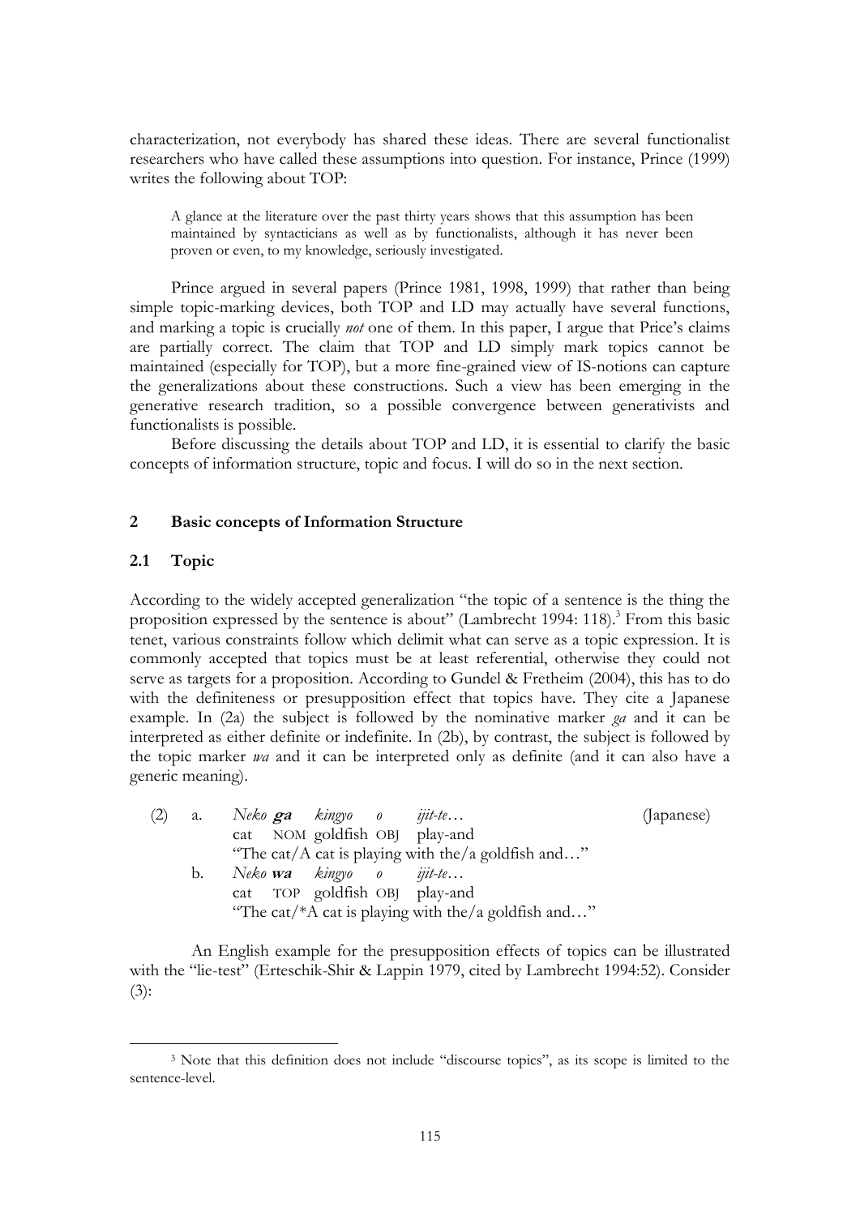characterization, not everybody has shared these ideas. There are several functionalist researchers who have called these assumptions into question. For instance, Prince (1999) writes the following about TOP:

> A glance at the literature over the past thirty years shows that this assumption has been maintained by syntacticians as well as by functionalists, although it has never been proven or even, to my knowledge, seriously investigated.

Prince argued in several papers (Prince 1981, 1998, 1999) that rather than being simple topic-marking devices, both TOP and LD may actually have several functions, and marking a topic is crucially *not* one of them. In this paper, I argue that Price's claims are partially correct. The claim that TOP and LD simply mark topics cannot be maintained (especially for TOP), but a more fine-grained view of IS-notions can capture the generalizations about these constructions. Such a view has been emerging in the generative research tradition, so a possible convergence between generativists and functionalists is possible.

Before discussing the details about TOP and LD, it is essential to clarify the basic concepts of information structure, topic and focus. I will do so in the next section.

## 2 Basic concepts of Information Structure

### 2.1 Topic

According to the widely accepted generalization "the topic of a sentence is the thing the proposition expressed by the sentence is about" (Lambrecht 1994: 118).[3] From this basic tenet, various constraints follow which delimit what can serve as a topic expression. It is commonly accepted that topics must be at least referential, otherwise they could not serve as targets for a proposition. According to Gundel & Fretheim (2004), this has to do with the definiteness or presupposition effect that topics have. They cite a Japanese example. In (2a) the subject is followed by the nominative marker *ga* and it can be interpreted as either definite or indefinite. In (2b), by contrast, the subject is followed by the topic marker *wa* and it can be interpreted only as definite (and it can also have a generic meaning).

(2) a. *Neko* ***ga*** *kingyo o ijit-te…* (Japanese)
cat NOM goldfish OBJ play-and
"The cat/A cat is playing with the/a goldfish and…"

b. *Neko* ***wa*** *kingyo o ijit-te…*
cat TOP goldfish OBJ play-and
"The cat/*A cat is playing with the/a goldfish and…"

An English example for the presupposition effects of topics can be illustrated with the "lie-test" (Erteschik-Shir & Lappin 1979, cited by Lambrecht 1994:52). Consider (3):

---

[3] Note that this definition does not include "discourse topics", as its scope is limited to the sentence-level.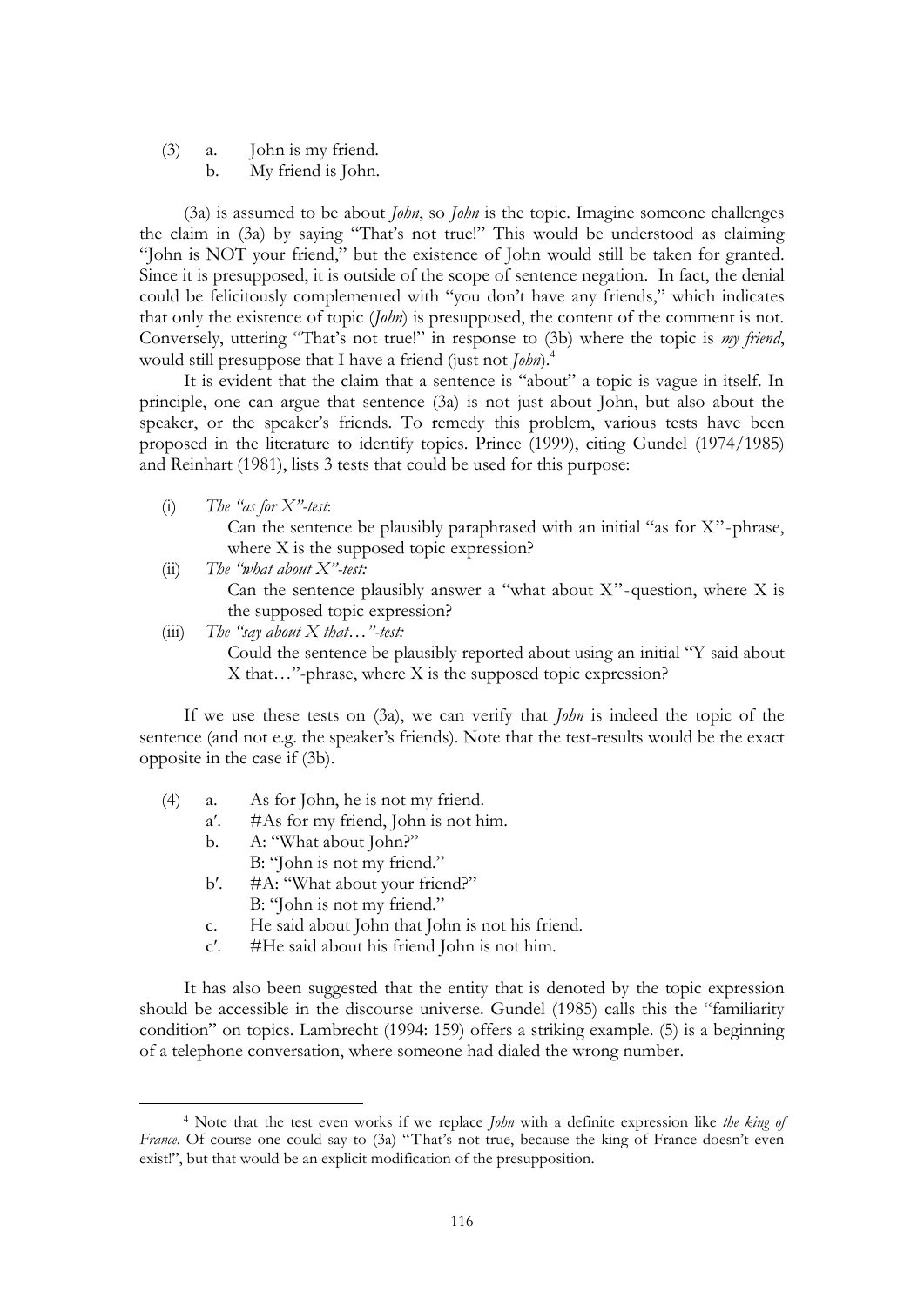(3) a. John is my friend.
    b. My friend is John.

(3a) is assumed to be about *John*, so *John* is the topic. Imagine someone challenges the claim in (3a) by saying "That's not true!" This would be understood as claiming "John is NOT your friend," but the existence of John would still be taken for granted. Since it is presupposed, it is outside of the scope of sentence negation. In fact, the denial could be felicitously complemented with "you don't have any friends," which indicates that only the existence of topic (*John*) is presupposed, the content of the comment is not. Conversely, uttering "That's not true!" in response to (3b) where the topic is *my friend*, would still presuppose that I have a friend (just not *John*).[4]

It is evident that the claim that a sentence is "about" a topic is vague in itself. In principle, one can argue that sentence (3a) is not just about John, but also about the speaker, or the speaker's friends. To remedy this problem, various tests have been proposed in the literature to identify topics. Prince (1999), citing Gundel (1974/1985) and Reinhart (1981), lists 3 tests that could be used for this purpose:

(i) *The "as for X"-test*:
    Can the sentence be plausibly paraphrased with an initial "as for X"-phrase, where X is the supposed topic expression?

(ii) *The "what about X"-test:*
    Can the sentence plausibly answer a "what about X"-question, where X is the supposed topic expression?

(iii) *The "say about X that…"-test:*
    Could the sentence be plausibly reported about using an initial "Y said about X that…"-phrase, where X is the supposed topic expression?

If we use these tests on (3a), we can verify that *John* is indeed the topic of the sentence (and not e.g. the speaker's friends). Note that the test-results would be the exact opposite in the case if (3b).

(4) a. As for John, he is not my friend.
    a′. #As for my friend, John is not him.
    b. A: "What about John?"
       B: "John is not my friend."
    b′. #A: "What about your friend?"
       B: "John is not my friend."
    c. He said about John that John is not his friend.
    c′. #He said about his friend John is not him.

It has also been suggested that the entity that is denoted by the topic expression should be accessible in the discourse universe. Gundel (1985) calls this the "familiarity condition" on topics. Lambrecht (1994: 159) offers a striking example. (5) is a beginning of a telephone conversation, where someone had dialed the wrong number.

---

[4] Note that the test even works if we replace *John* with a definite expression like *the king of France*. Of course one could say to (3a) "That's not true, because the king of France doesn't even exist!", but that would be an explicit modification of the presupposition.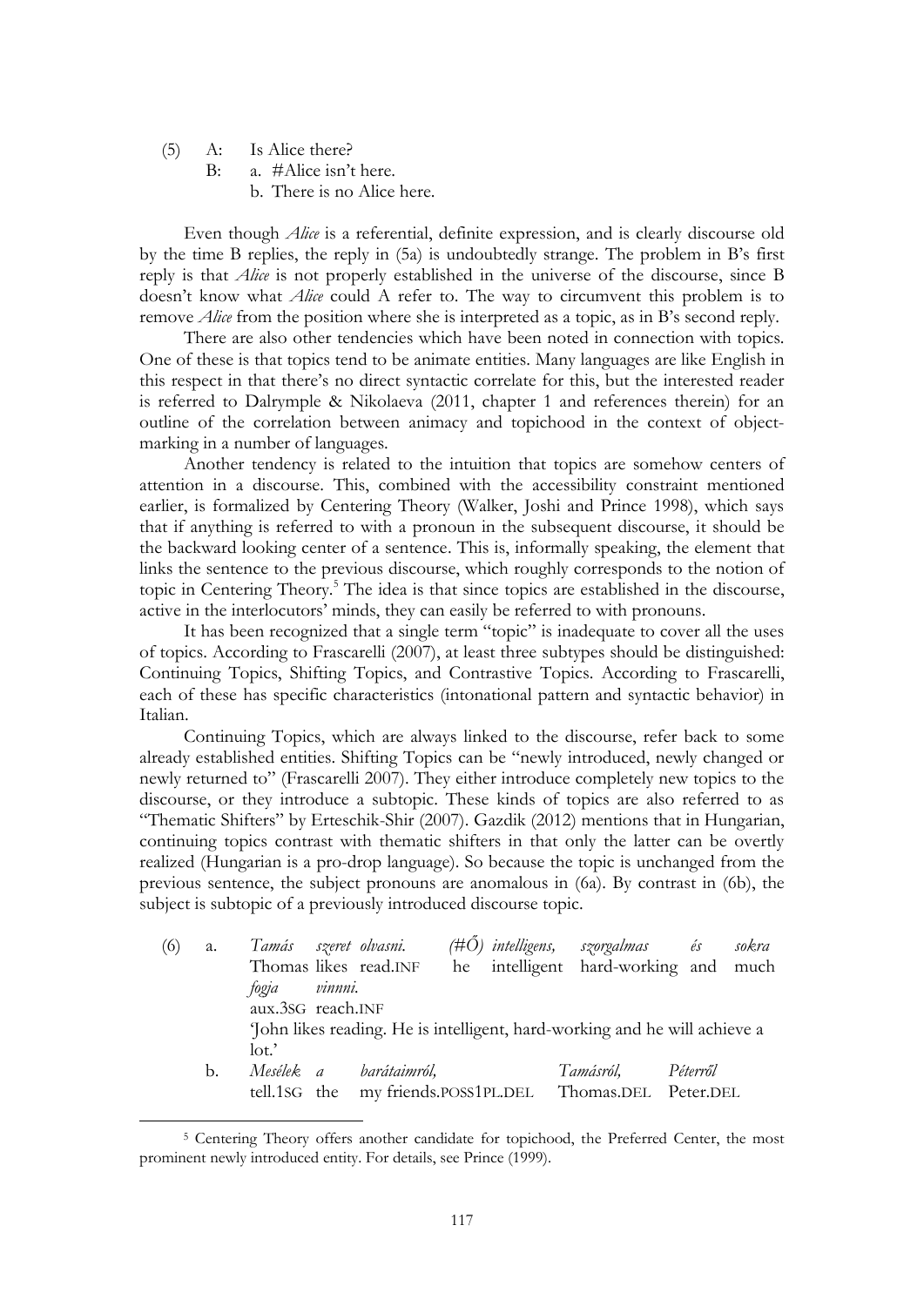(5) A: Is Alice there?

B: a. #Alice isn't here.

b. There is no Alice here.

Even though *Alice* is a referential, definite expression, and is clearly discourse old by the time B replies, the reply in (5a) is undoubtedly strange. The problem in B's first reply is that *Alice* is not properly established in the universe of the discourse, since B doesn't know what *Alice* could A refer to. The way to circumvent this problem is to remove *Alice* from the position where she is interpreted as a topic, as in B's second reply.

There are also other tendencies which have been noted in connection with topics. One of these is that topics tend to be animate entities. Many languages are like English in this respect in that there's no direct syntactic correlate for this, but the interested reader is referred to Dalrymple & Nikolaeva (2011, chapter 1 and references therein) for an outline of the correlation between animacy and topichood in the context of object-marking in a number of languages.

Another tendency is related to the intuition that topics are somehow centers of attention in a discourse. This, combined with the accessibility constraint mentioned earlier, is formalized by Centering Theory (Walker, Joshi and Prince 1998), which says that if anything is referred to with a pronoun in the subsequent discourse, it should be the backward looking center of a sentence. This is, informally speaking, the element that links the sentence to the previous discourse, which roughly corresponds to the notion of topic in Centering Theory.[5] The idea is that since topics are established in the discourse, active in the interlocutors' minds, they can easily be referred to with pronouns.

It has been recognized that a single term "topic" is inadequate to cover all the uses of topics. According to Frascarelli (2007), at least three subtypes should be distinguished: Continuing Topics, Shifting Topics, and Contrastive Topics. According to Frascarelli, each of these has specific characteristics (intonational pattern and syntactic behavior) in Italian.

Continuing Topics, which are always linked to the discourse, refer back to some already established entities. Shifting Topics can be "newly introduced, newly changed or newly returned to" (Frascarelli 2007). They either introduce completely new topics to the discourse, or they introduce a subtopic. These kinds of topics are also referred to as "Thematic Shifters" by Erteschik-Shir (2007). Gazdik (2012) mentions that in Hungarian, continuing topics contrast with thematic shifters in that only the latter can be overtly realized (Hungarian is a pro-drop language). So because the topic is unchanged from the previous sentence, the subject pronouns are anomalous in (6a). By contrast in (6b), the subject is subtopic of a previously introduced discourse topic.

(6) a. *Tamás szeret olvasni. (#Ő) intelligens, szorgalmas és sokra fogja vinnni.*
Thomas likes read.INF he intelligent hard-working and much aux.3SG reach.INF
'John likes reading. He is intelligent, hard-working and he will achieve a lot.'

b. *Mesélek a barátaimról, Tamásról, Péterről*
tell.1SG the my friends.POSS1PL.DEL Thomas.DEL Peter.DEL

[5] Centering Theory offers another candidate for topichood, the Preferred Center, the most prominent newly introduced entity. For details, see Prince (1999).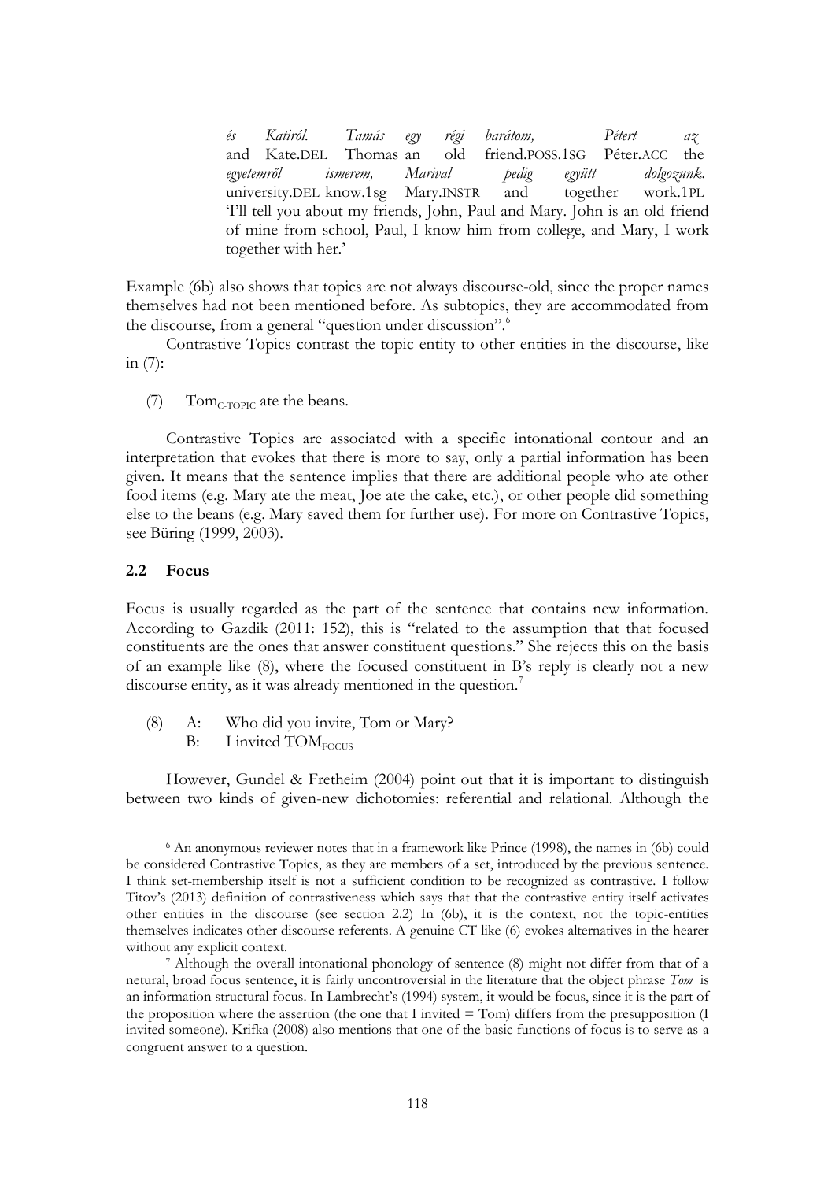*és* *Katiról.* *Tamás* *egy* *régi* *barátom,* *Pétert* *az*
and Kate.DEL Thomas an old friend.POSS.1SG Péter.ACC the
*egyetemről* *ismerem,* *Marival* *pedig* *együtt* *dolgozunk.*
university.DEL know.1sg Mary.INSTR and together work.1PL
'I'll tell you about my friends, John, Paul and Mary. John is an old friend of mine from school, Paul, I know him from college, and Mary, I work together with her.'

Example (6b) also shows that topics are not always discourse-old, since the proper names themselves had not been mentioned before. As subtopics, they are accommodated from the discourse, from a general "question under discussion".[6]

Contrastive Topics contrast the topic entity to other entities in the discourse, like in (7):

(7) $\text{Tom}_{\text{C-TOPIC}}$ ate the beans.

Contrastive Topics are associated with a specific intonational contour and an interpretation that evokes that there is more to say, only a partial information has been given. It means that the sentence implies that there are additional people who ate other food items (e.g. Mary ate the meat, Joe ate the cake, etc.), or other people did something else to the beans (e.g. Mary saved them for further use). For more on Contrastive Topics, see Büring (1999, 2003).

### 2.2 Focus

Focus is usually regarded as the part of the sentence that contains new information. According to Gazdik (2011: 152), this is "related to the assumption that that focused constituents are the ones that answer constituent questions." She rejects this on the basis of an example like (8), where the focused constituent in B's reply is clearly not a new discourse entity, as it was already mentioned in the question.[7]

(8) A: Who did you invite, Tom or Mary?
B: I invited $\text{TOM}_{\text{FOCUS}}$

However, Gundel & Fretheim (2004) point out that it is important to distinguish between two kinds of given-new dichotomies: referential and relational. Although the

---

[6] An anonymous reviewer notes that in a framework like Prince (1998), the names in (6b) could be considered Contrastive Topics, as they are members of a set, introduced by the previous sentence. I think set-membership itself is not a sufficient condition to be recognized as contrastive. I follow Titov's (2013) definition of contrastiveness which says that that the contrastive entity itself activates other entities in the discourse (see section 2.2) In (6b), it is the context, not the topic-entities themselves indicates other discourse referents. A genuine CT like (6) evokes alternatives in the hearer without any explicit context.

[7] Although the overall intonational phonology of sentence (8) might not differ from that of a netural, broad focus sentence, it is fairly uncontroversial in the literature that the object phrase *Tom* is an information structural focus. In Lambrecht's (1994) system, it would be focus, since it is the part of the proposition where the assertion (the one that I invited = Tom) differs from the presupposition (I invited someone). Krifka (2008) also mentions that one of the basic functions of focus is to serve as a congruent answer to a question.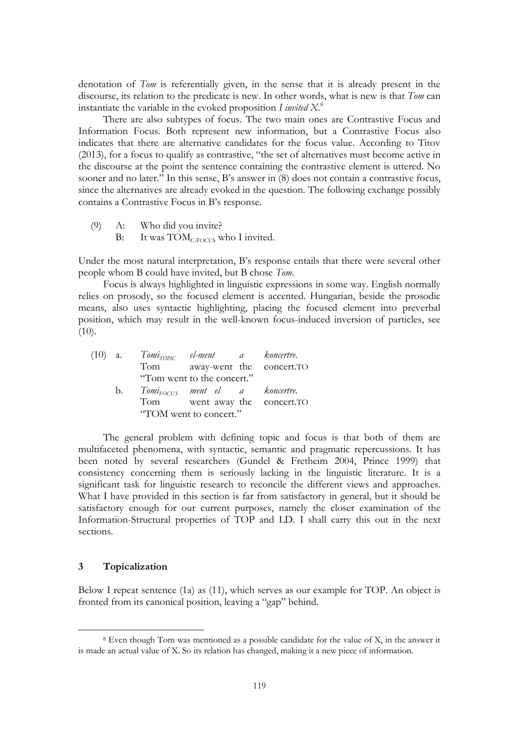denotation of *Tom* is referentially given, in the sense that it is already present in the discourse, its relation to the predicate is new. In other words, what is new is that *Tom* can instantiate the variable in the evoked proposition *I invited X*.[8]

There are also subtypes of focus. The two main ones are Contrastive Focus and Information Focus. Both represent new information, but a Contrastive Focus also indicates that there are alternative candidates for the focus value. According to Titov (2013), for a focus to qualify as contrastive, "the set of alternatives must become active in the discourse at the point the sentence containing the contrastive element is uttered. No sooner and no later." In this sense, B's answer in (8) does not contain a contrastive focus, since the alternatives are already evoked in the question. The following exchange possibly contains a Contrastive Focus in B's response.

(9) A: Who did you invite?
 B: It was TOM$_{C\text{-}FOCUS}$ who I invited.

Under the most natural interpretation, B's response entails that there were several other people whom B could have invited, but B chose *Tom*.

Focus is always highlighted in linguistic expressions in some way. English normally relies on prosody, so the focused element is accented. Hungarian, beside the prosodic means, also uses syntactic highlighting, placing the focused element into preverbal position, which may result in the well-known focus-induced inversion of particles, see (10).

(10) a. *Tomi*$_{TOPIC}$ *el-ment a koncertre.*
 Tom away-went the concert.TO
 "Tom went to the concert."

 b. *Tomi*$_{FOCUS}$ *ment el a koncertre.*
 Tom went away the concert.TO
 "TOM went to concert."

The general problem with defining topic and focus is that both of them are multifaceted phenomena, with syntactic, semantic and pragmatic repercussions. It has been noted by several researchers (Gundel & Fretheim 2004, Prince 1999) that consistency concerning them is seriously lacking in the linguistic literature. It is a significant task for linguistic research to reconcile the different views and approaches. What I have provided in this section is far from satisfactory in general, but it should be satisfactory enough for our current purposes, namely the closer examination of the Information-Structural properties of TOP and LD. I shall carry this out in the next sections.

## 3 Topicalization

Below I repeat sentence (1a) as (11), which serves as our example for TOP. An object is fronted from its canonical position, leaving a "gap" behind.

---

[8] Even though Tom was mentioned as a possible candidate for the value of X, in the answer it is made an actual value of X. So its relation has changed, making it a new piece of information.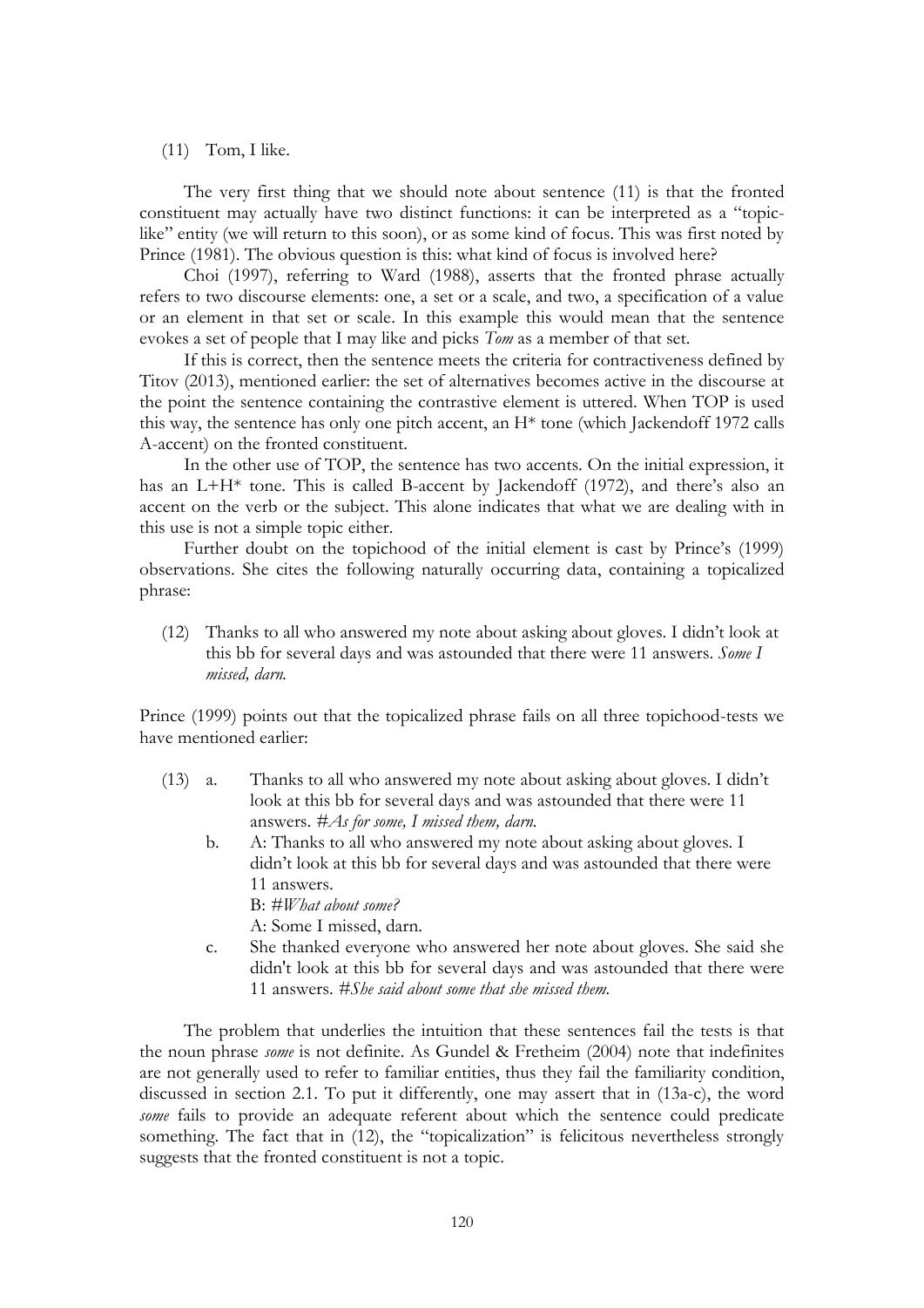(11) Tom, I like.

The very first thing that we should note about sentence (11) is that the fronted constituent may actually have two distinct functions: it can be interpreted as a "topic-like" entity (we will return to this soon), or as some kind of focus. This was first noted by Prince (1981). The obvious question is this: what kind of focus is involved here?

Choi (1997), referring to Ward (1988), asserts that the fronted phrase actually refers to two discourse elements: one, a set or a scale, and two, a specification of a value or an element in that set or scale. In this example this would mean that the sentence evokes a set of people that I may like and picks *Tom* as a member of that set.

If this is correct, then the sentence meets the criteria for contractiveness defined by Titov (2013), mentioned earlier: the set of alternatives becomes active in the discourse at the point the sentence containing the contrastive element is uttered. When TOP is used this way, the sentence has only one pitch accent, an H* tone (which Jackendoff 1972 calls A-accent) on the fronted constituent.

In the other use of TOP, the sentence has two accents. On the initial expression, it has an L+H* tone. This is called B-accent by Jackendoff (1972), and there's also an accent on the verb or the subject. This alone indicates that what we are dealing with in this use is not a simple topic either.

Further doubt on the topichood of the initial element is cast by Prince's (1999) observations. She cites the following naturally occurring data, containing a topicalized phrase:

(12) Thanks to all who answered my note about asking about gloves. I didn't look at this bb for several days and was astounded that there were 11 answers. *Some I missed, darn.*

Prince (1999) points out that the topicalized phrase fails on all three topichood-tests we have mentioned earlier:

(13) a. Thanks to all who answered my note about asking about gloves. I didn't look at this bb for several days and was astounded that there were 11 answers. *#As for some, I missed them, darn.*

b. A: Thanks to all who answered my note about asking about gloves. I didn't look at this bb for several days and was astounded that there were 11 answers.
B: *#What about some?*
A: Some I missed, darn.

c. She thanked everyone who answered her note about gloves. She said she didn't look at this bb for several days and was astounded that there were 11 answers. *#She said about some that she missed them.*

The problem that underlies the intuition that these sentences fail the tests is that the noun phrase *some* is not definite. As Gundel & Fretheim (2004) note that indefinites are not generally used to refer to familiar entities, thus they fail the familiarity condition, discussed in section 2.1. To put it differently, one may assert that in (13a-c), the word *some* fails to provide an adequate referent about which the sentence could predicate something. The fact that in (12), the "topicalization" is felicitous nevertheless strongly suggests that the fronted constituent is not a topic.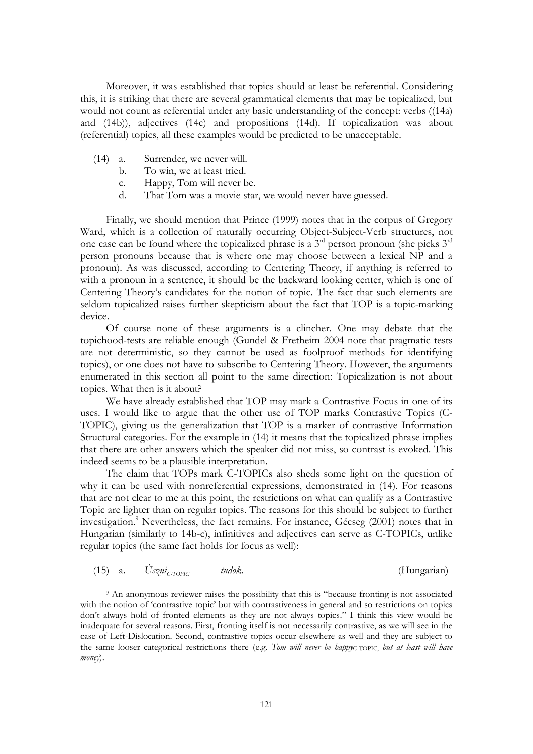Moreover, it was established that topics should at least be referential. Considering this, it is striking that there are several grammatical elements that may be topicalized, but would not count as referential under any basic understanding of the concept: verbs ((14a) and (14b)), adjectives (14c) and propositions (14d). If topicalization was about (referential) topics, all these examples would be predicted to be unacceptable.

(14) a. Surrender, we never will.
 b. To win, we at least tried.
 c. Happy, Tom will never be.
 d. That Tom was a movie star, we would never have guessed.

Finally, we should mention that Prince (1999) notes that in the corpus of Gregory Ward, which is a collection of naturally occurring Object-Subject-Verb structures, not one case can be found where the topicalized phrase is a 3rd person pronoun (she picks 3rd person pronouns because that is where one may choose between a lexical NP and a pronoun). As was discussed, according to Centering Theory, if anything is referred to with a pronoun in a sentence, it should be the backward looking center, which is one of Centering Theory's candidates for the notion of topic. The fact that such elements are seldom topicalized raises further skepticism about the fact that TOP is a topic-marking device.

Of course none of these arguments is a clincher. One may debate that the topichood-tests are reliable enough (Gundel & Fretheim 2004 note that pragmatic tests are not deterministic, so they cannot be used as foolproof methods for identifying topics), or one does not have to subscribe to Centering Theory. However, the arguments enumerated in this section all point to the same direction: Topicalization is not about topics. What then is it about?

We have already established that TOP may mark a Contrastive Focus in one of its uses. I would like to argue that the other use of TOP marks Contrastive Topics (C-TOPIC), giving us the generalization that TOP is a marker of contrastive Information Structural categories. For the example in (14) it means that the topicalized phrase implies that there are other answers which the speaker did not miss, so contrast is evoked. This indeed seems to be a plausible interpretation.

The claim that TOPs mark C-TOPICs also sheds some light on the question of why it can be used with nonreferential expressions, demonstrated in (14). For reasons that are not clear to me at this point, the restrictions on what can qualify as a Contrastive Topic are lighter than on regular topics. The reasons for this should be subject to further investigation.[9] Nevertheless, the fact remains. For instance, Gécseg (2001) notes that in Hungarian (similarly to 14b-c), infinitives and adjectives can serve as C-TOPICs, unlike regular topics (the same fact holds for focus as well):

(15) a. *Úszni*$_{C\text{-}TOPIC}$ *tudok.* (Hungarian)

---

[9] An anonymous reviewer raises the possibility that this is "because fronting is not associated with the notion of 'contrastive topic' but with contrastiveness in general and so restrictions on topics don't always hold of fronted elements as they are not always topics." I think this view would be inadequate for several reasons. First, fronting itself is not necessarily contrastive, as we will see in the case of Left-Dislocation. Second, contrastive topics occur elsewhere as well and they are subject to the same looser categorical restrictions there (e.g. *Tom will never be happy*$_{C\text{-}TOPIC}$*, but at least will have money*).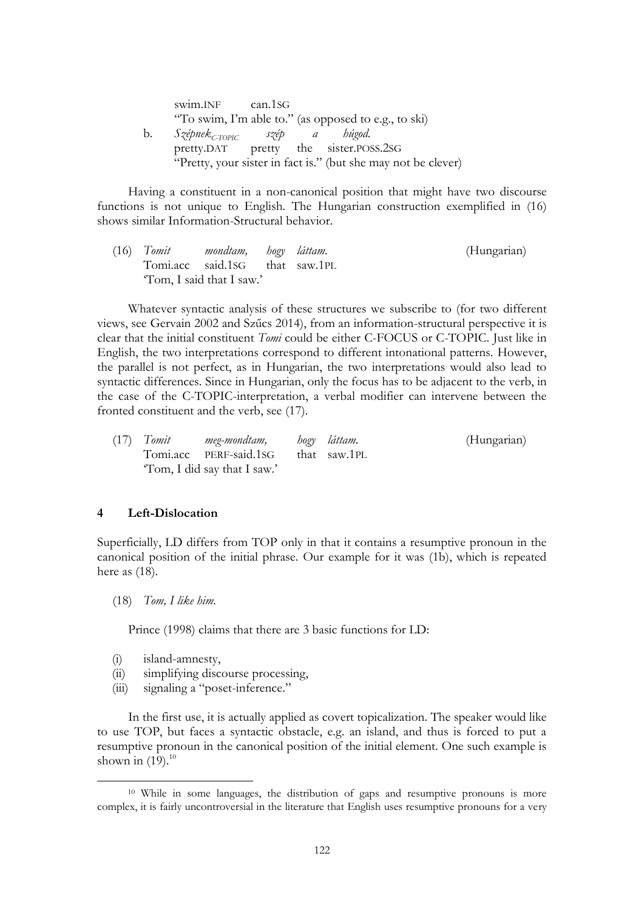swim.INF can.1SG
"To swim, I'm able to." (as opposed to e.g., to ski)

b. *Szépnek*$_{C\text{-}TOPIC}$ *szép a húgod.*
pretty.DAT pretty the sister.POSS.2SG
"Pretty, your sister in fact is." (but she may not be clever)

Having a constituent in a non-canonical position that might have two discourse functions is not unique to English. The Hungarian construction exemplified in (16) shows similar Information-Structural behavior.

(16) *Tomit mondtam, hogy láttam.* (Hungarian)
Tomi.acc said.1SG that saw.1PL
'Tom, I said that I saw.'

Whatever syntactic analysis of these structures we subscribe to (for two different views, see Gervain 2002 and Szűcs 2014), from an information-structural perspective it is clear that the initial constituent *Tomi* could be either C-FOCUS or C-TOPIC. Just like in English, the two interpretations correspond to different intonational patterns. However, the parallel is not perfect, as in Hungarian, the two interpretations would also lead to syntactic differences. Since in Hungarian, only the focus has to be adjacent to the verb, in the case of the C-TOPIC-interpretation, a verbal modifier can intervene between the fronted constituent and the verb, see (17).

(17) *Tomit meg-mondtam, hogy láttam.* (Hungarian)
Tomi.acc PERF-said.1SG that saw.1PL
'Tom, I did say that I saw.'

## 4 Left-Dislocation

Superficially, LD differs from TOP only in that it contains a resumptive pronoun in the canonical position of the initial phrase. Our example for it was (1b), which is repeated here as (18).

(18) *Tom, I like him.*

Prince (1998) claims that there are 3 basic functions for LD:

(i) island-amnesty,
(ii) simplifying discourse processing,
(iii) signaling a "poset-inference."

In the first use, it is actually applied as covert topicalization. The speaker would like to use TOP, but faces a syntactic obstacle, e.g. an island, and thus is forced to put a resumptive pronoun in the canonical position of the initial element. One such example is shown in (19).[10]

[10] While in some languages, the distribution of gaps and resumptive pronouns is more complex, it is fairly uncontroversial in the literature that English uses resumptive pronouns for a very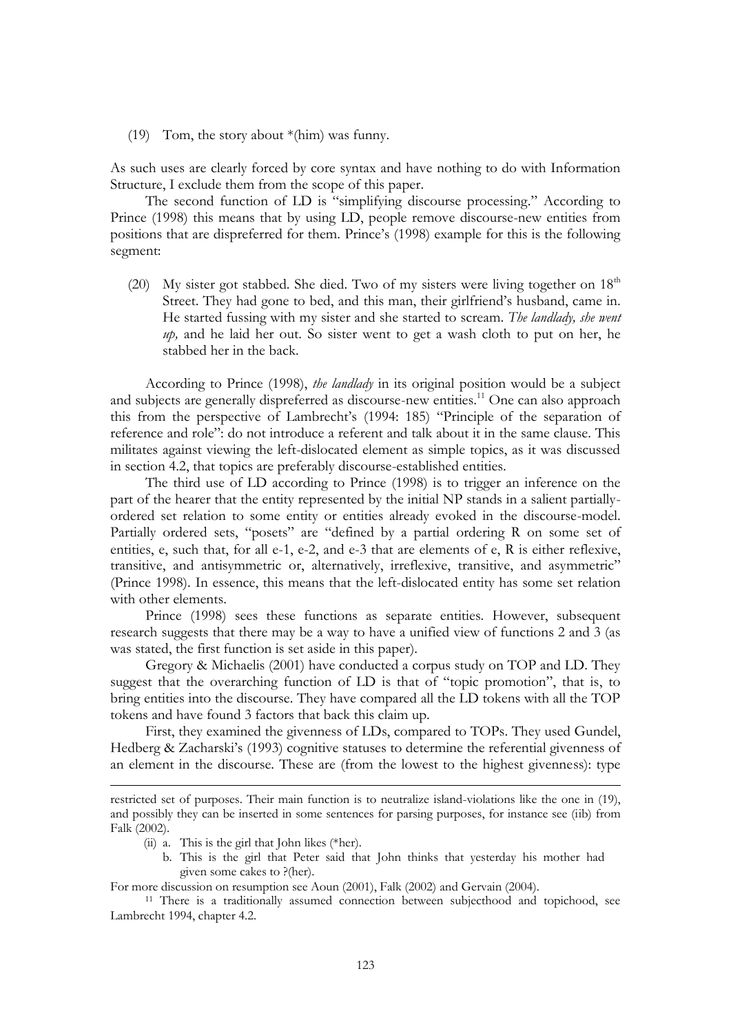(19) Tom, the story about *(him) was funny.

As such uses are clearly forced by core syntax and have nothing to do with Information Structure, I exclude them from the scope of this paper.

The second function of LD is "simplifying discourse processing." According to Prince (1998) this means that by using LD, people remove discourse-new entities from positions that are dispreferred for them. Prince's (1998) example for this is the following segment:

(20) My sister got stabbed. She died. Two of my sisters were living together on 18th Street. They had gone to bed, and this man, their girlfriend's husband, came in. He started fussing with my sister and she started to scream. *The landlady, she went up,* and he laid her out. So sister went to get a wash cloth to put on her, he stabbed her in the back.

According to Prince (1998), *the landlady* in its original position would be a subject and subjects are generally dispreferred as discourse-new entities.[11] One can also approach this from the perspective of Lambrecht's (1994: 185) "Principle of the separation of reference and role": do not introduce a referent and talk about it in the same clause. This militates against viewing the left-dislocated element as simple topics, as it was discussed in section 4.2, that topics are preferably discourse-established entities.

The third use of LD according to Prince (1998) is to trigger an inference on the part of the hearer that the entity represented by the initial NP stands in a salient partially-ordered set relation to some entity or entities already evoked in the discourse-model. Partially ordered sets, "posets" are "defined by a partial ordering R on some set of entities, e, such that, for all e-1, e-2, and e-3 that are elements of e, R is either reflexive, transitive, and antisymmetric or, alternatively, irreflexive, transitive, and asymmetric" (Prince 1998). In essence, this means that the left-dislocated entity has some set relation with other elements.

Prince (1998) sees these functions as separate entities. However, subsequent research suggests that there may be a way to have a unified view of functions 2 and 3 (as was stated, the first function is set aside in this paper).

Gregory & Michaelis (2001) have conducted a corpus study on TOP and LD. They suggest that the overarching function of LD is that of "topic promotion", that is, to bring entities into the discourse. They have compared all the LD tokens with all the TOP tokens and have found 3 factors that back this claim up.

First, they examined the givenness of LDs, compared to TOPs. They used Gundel, Hedberg & Zacharski's (1993) cognitive statuses to determine the referential givenness of an element in the discourse. These are (from the lowest to the highest givenness): type

---

restricted set of purposes. Their main function is to neutralize island-violations like the one in (19), and possibly they can be inserted in some sentences for parsing purposes, for instance see (iib) from Falk (2002).

(ii) a. This is the girl that John likes (*her).

b. This is the girl that Peter said that John thinks that yesterday his mother had given some cakes to ?(her).

For more discussion on resumption see Aoun (2001), Falk (2002) and Gervain (2004).

[11] There is a traditionally assumed connection between subjecthood and topichood, see Lambrecht 1994, chapter 4.2.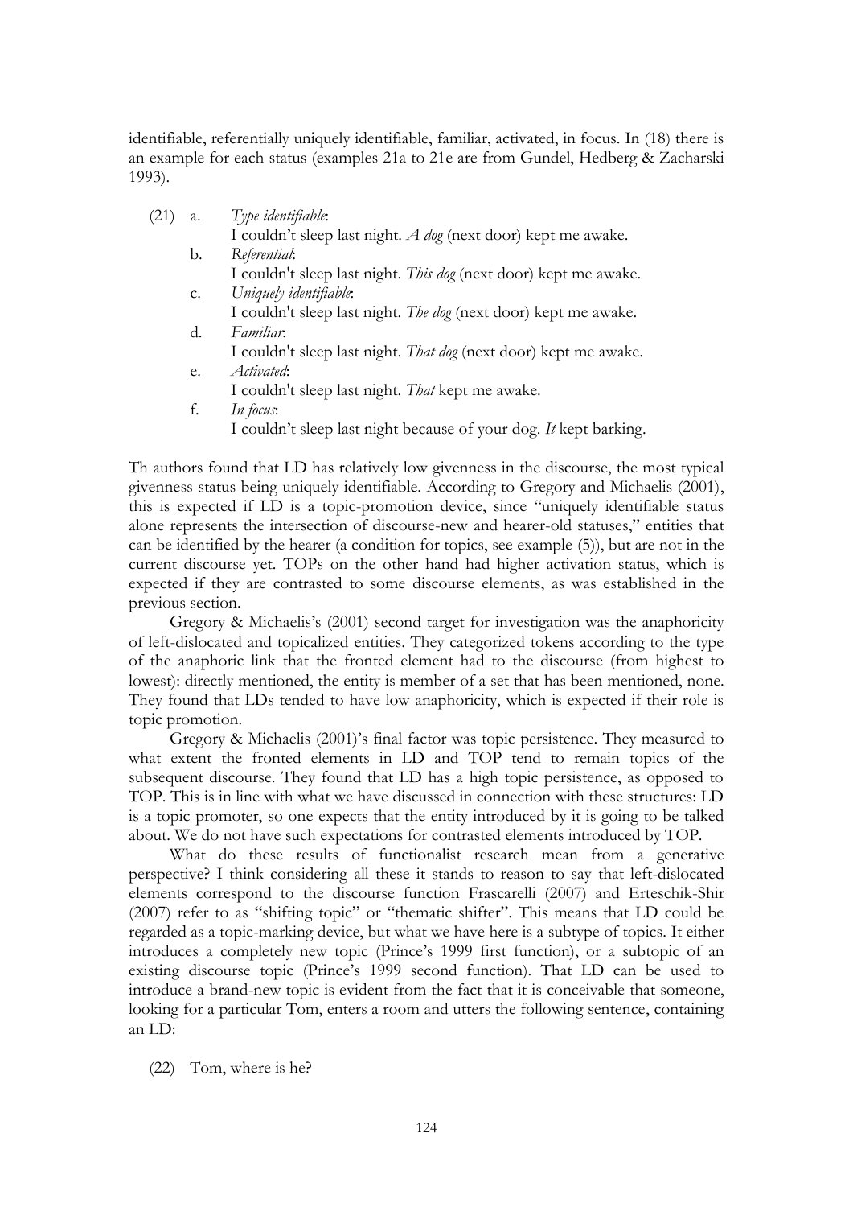identifiable, referentially uniquely identifiable, familiar, activated, in focus. In (18) there is an example for each status (examples 21a to 21e are from Gundel, Hedberg & Zacharski 1993).

(21) a. *Type identifiable*:
  I couldn't sleep last night. *A dog* (next door) kept me awake.
 b. *Referential*:
  I couldn't sleep last night. *This dog* (next door) kept me awake.
 c. *Uniquely identifiable*:
  I couldn't sleep last night. *The dog* (next door) kept me awake.
 d. *Familiar*:
  I couldn't sleep last night. *That dog* (next door) kept me awake.
 e. *Activated*:
  I couldn't sleep last night. *That* kept me awake.
 f. *In focus*:
  I couldn't sleep last night because of your dog. *It* kept barking.

Th authors found that LD has relatively low givenness in the discourse, the most typical givenness status being uniquely identifiable. According to Gregory and Michaelis (2001), this is expected if LD is a topic-promotion device, since "uniquely identifiable status alone represents the intersection of discourse-new and hearer-old statuses," entities that can be identified by the hearer (a condition for topics, see example (5)), but are not in the current discourse yet. TOPs on the other hand had higher activation status, which is expected if they are contrasted to some discourse elements, as was established in the previous section.

Gregory & Michaelis's (2001) second target for investigation was the anaphoricity of left-dislocated and topicalized entities. They categorized tokens according to the type of the anaphoric link that the fronted element had to the discourse (from highest to lowest): directly mentioned, the entity is member of a set that has been mentioned, none. They found that LDs tended to have low anaphoricity, which is expected if their role is topic promotion.

Gregory & Michaelis (2001)'s final factor was topic persistence. They measured to what extent the fronted elements in LD and TOP tend to remain topics of the subsequent discourse. They found that LD has a high topic persistence, as opposed to TOP. This is in line with what we have discussed in connection with these structures: LD is a topic promoter, so one expects that the entity introduced by it is going to be talked about. We do not have such expectations for contrasted elements introduced by TOP.

What do these results of functionalist research mean from a generative perspective? I think considering all these it stands to reason to say that left-dislocated elements correspond to the discourse function Frascarelli (2007) and Erteschik-Shir (2007) refer to as "shifting topic" or "thematic shifter". This means that LD could be regarded as a topic-marking device, but what we have here is a subtype of topics. It either introduces a completely new topic (Prince's 1999 first function), or a subtopic of an existing discourse topic (Prince's 1999 second function). That LD can be used to introduce a brand-new topic is evident from the fact that it is conceivable that someone, looking for a particular Tom, enters a room and utters the following sentence, containing an LD:

(22) Tom, where is he?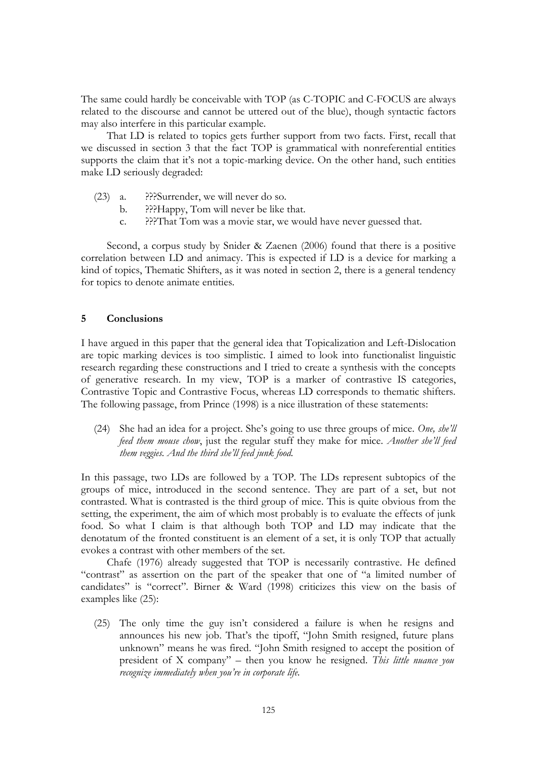The same could hardly be conceivable with TOP (as C-TOPIC and C-FOCUS are always related to the discourse and cannot be uttered out of the blue), though syntactic factors may also interfere in this particular example.

That LD is related to topics gets further support from two facts. First, recall that we discussed in section 3 that the fact TOP is grammatical with nonreferential entities supports the claim that it's not a topic-marking device. On the other hand, such entities make LD seriously degraded:

(23) a. ???Surrender, we will never do so.
  b. ???Happy, Tom will never be like that.
  c. ???That Tom was a movie star, we would have never guessed that.

Second, a corpus study by Snider & Zaenen (2006) found that there is a positive correlation between LD and animacy. This is expected if LD is a device for marking a kind of topics, Thematic Shifters, as it was noted in section 2, there is a general tendency for topics to denote animate entities.

## 5 Conclusions

I have argued in this paper that the general idea that Topicalization and Left-Dislocation are topic marking devices is too simplistic. I aimed to look into functionalist linguistic research regarding these constructions and I tried to create a synthesis with the concepts of generative research. In my view, TOP is a marker of contrastive IS categories, Contrastive Topic and Contrastive Focus, whereas LD corresponds to thematic shifters. The following passage, from Prince (1998) is a nice illustration of these statements:

(24) She had an idea for a project. She's going to use three groups of mice. *One, she'll feed them mouse chow*, just the regular stuff they make for mice. *Another she'll feed them veggies. And the third she'll feed junk food.*

In this passage, two LDs are followed by a TOP. The LDs represent subtopics of the groups of mice, introduced in the second sentence. They are part of a set, but not contrasted. What is contrasted is the third group of mice. This is quite obvious from the setting, the experiment, the aim of which most probably is to evaluate the effects of junk food. So what I claim is that although both TOP and LD may indicate that the denotatum of the fronted constituent is an element of a set, it is only TOP that actually evokes a contrast with other members of the set.

Chafe (1976) already suggested that TOP is necessarily contrastive. He defined "contrast" as assertion on the part of the speaker that one of "a limited number of candidates" is "correct". Birner & Ward (1998) criticizes this view on the basis of examples like (25):

(25) The only time the guy isn't considered a failure is when he resigns and announces his new job. That's the tipoff, "John Smith resigned, future plans unknown" means he was fired. "John Smith resigned to accept the position of president of X company" – then you know he resigned. *This little nuance you recognize immediately when you're in corporate life.*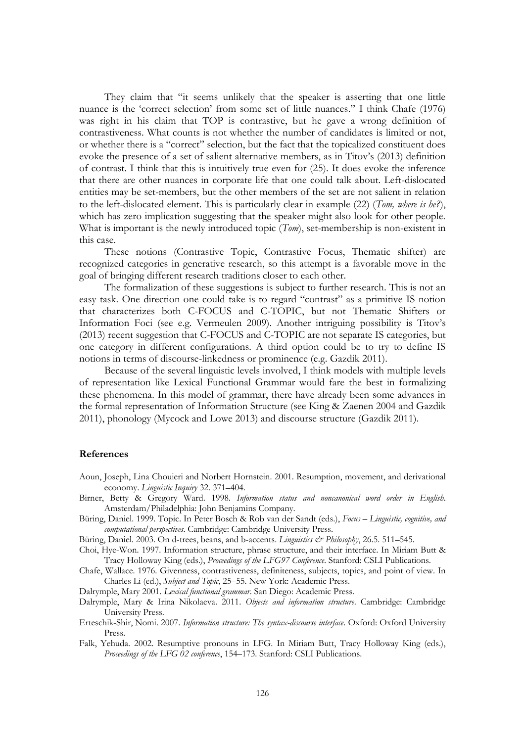They claim that "it seems unlikely that the speaker is asserting that one little nuance is the 'correct selection' from some set of little nuances." I think Chafe (1976) was right in his claim that TOP is contrastive, but he gave a wrong definition of contrastiveness. What counts is not whether the number of candidates is limited or not, or whether there is a "correct" selection, but the fact that the topicalized constituent does evoke the presence of a set of salient alternative members, as in Titov's (2013) definition of contrast. I think that this is intuitively true even for (25). It does evoke the inference that there are other nuances in corporate life that one could talk about. Left-dislocated entities may be set-members, but the other members of the set are not salient in relation to the left-dislocated element. This is particularly clear in example (22) (*Tom, where is he?*), which has zero implication suggesting that the speaker might also look for other people. What is important is the newly introduced topic (*Tom*), set-membership is non-existent in this case.

These notions (Contrastive Topic, Contrastive Focus, Thematic shifter) are recognized categories in generative research, so this attempt is a favorable move in the goal of bringing different research traditions closer to each other.

The formalization of these suggestions is subject to further research. This is not an easy task. One direction one could take is to regard "contrast" as a primitive IS notion that characterizes both C-FOCUS and C-TOPIC, but not Thematic Shifters or Information Foci (see e.g. Vermeulen 2009). Another intriguing possibility is Titov's (2013) recent suggestion that C-FOCUS and C-TOPIC are not separate IS categories, but one category in different configurations. A third option could be to try to define IS notions in terms of discourse-linkedness or prominence (e.g. Gazdik 2011).

Because of the several linguistic levels involved, I think models with multiple levels of representation like Lexical Functional Grammar would fare the best in formalizing these phenomena. In this model of grammar, there have already been some advances in the formal representation of Information Structure (see King & Zaenen 2004 and Gazdik 2011), phonology (Mycock and Lowe 2013) and discourse structure (Gazdik 2011).

## References

Aoun, Joseph, Lina Chouieri and Norbert Hornstein. 2001. Resumption, movement, and derivational economy. *Linguistic Inquiry* 32. 371–404.

Birner, Betty & Gregory Ward. 1998. *Information status and noncanonical word order in English*. Amsterdam/Philadelphia: John Benjamins Company.

Büring, Daniel. 1999. Topic. In Peter Bosch & Rob van der Sandt (eds.), *Focus – Linguistic, cognitive, and computational perspectives*. Cambridge: Cambridge University Press.

Büring, Daniel. 2003. On d-trees, beans, and b-accents. *Linguistics & Philosophy*, 26.5. 511–545.

Choi, Hye-Won. 1997. Information structure, phrase structure, and their interface. In Miriam Butt & Tracy Holloway King (eds.), *Proceedings of the LFG97 Conference*. Stanford: CSLI Publications.

Chafe, Wallace. 1976. Givenness, contrastiveness, definiteness, subjects, topics, and point of view. In Charles Li (ed.), *Subject and Topic*, 25–55. New York: Academic Press.

Dalrymple, Mary 2001. *Lexical functional grammar*. San Diego: Academic Press.

Dalrymple, Mary & Irina Nikolaeva. 2011. *Objects and information structure*. Cambridge: Cambridge University Press.

Erteschik-Shir, Nomi. 2007. *Information structure: The syntax-discourse interface*. Oxford: Oxford University Press.

Falk, Yehuda. 2002. Resumptive pronouns in LFG. In Miriam Butt, Tracy Holloway King (eds.), *Proceedings of the LFG 02 conference*, 154–173. Stanford: CSLI Publications.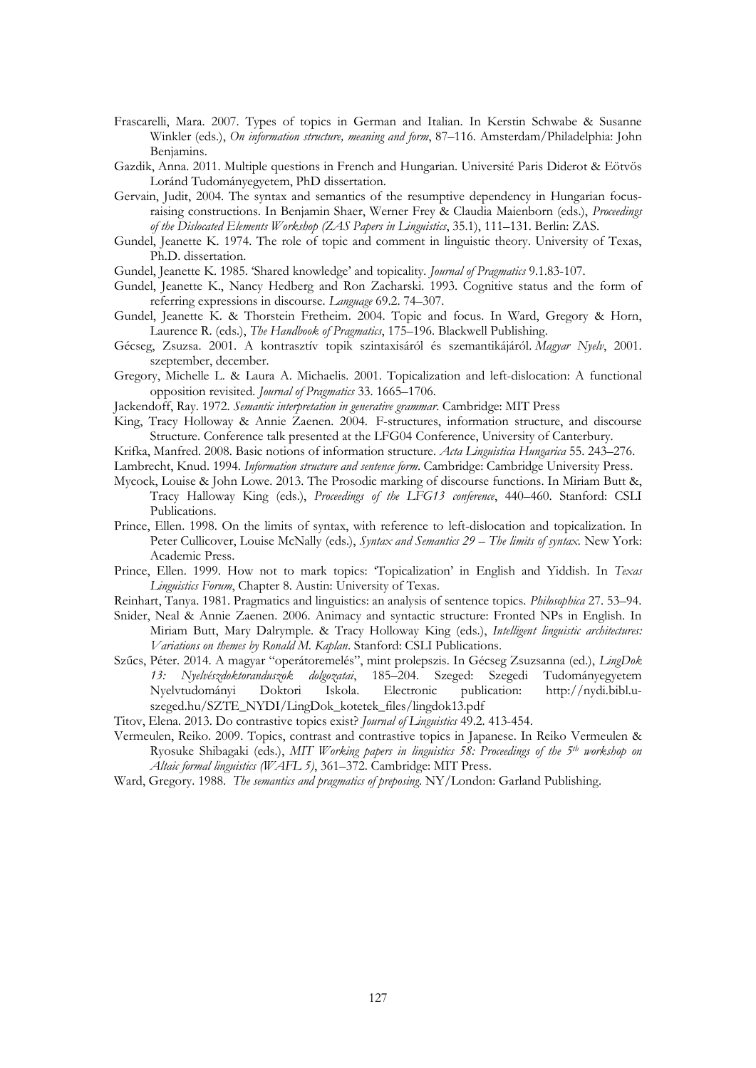Frascarelli, Mara. 2007. Types of topics in German and Italian. In Kerstin Schwabe & Susanne Winkler (eds.), *On information structure, meaning and form*, 87–116. Amsterdam/Philadelphia: John Benjamins.

Gazdik, Anna. 2011. Multiple questions in French and Hungarian. Université Paris Diderot & Eötvös Loránd Tudományegyetem, PhD dissertation.

Gervain, Judit, 2004. The syntax and semantics of the resumptive dependency in Hungarian focus-raising constructions. In Benjamin Shaer, Werner Frey & Claudia Maienborn (eds.), *Proceedings of the Dislocated Elements Workshop (ZAS Papers in Linguistics*, 35.1), 111–131. Berlin: ZAS.

Gundel, Jeanette K. 1974. The role of topic and comment in linguistic theory. University of Texas, Ph.D. dissertation.

Gundel, Jeanette K. 1985. 'Shared knowledge' and topicality. *Journal of Pragmatics* 9.1.83-107.

Gundel, Jeanette K., Nancy Hedberg and Ron Zacharski. 1993. Cognitive status and the form of referring expressions in discourse. *Language* 69.2. 74–307.

Gundel, Jeanette K. & Thorstein Fretheim. 2004. Topic and focus. In Ward, Gregory & Horn, Laurence R. (eds.), *The Handbook of Pragmatics*, 175–196. Blackwell Publishing.

Gécseg, Zsuzsa. 2001. A kontrasztív topik szintaxisáról és szemantikájáról. *Magyar Nyelv*, 2001. szeptember, december.

Gregory, Michelle L. & Laura A. Michaelis. 2001. Topicalization and left-dislocation: A functional opposition revisited. *Journal of Pragmatics* 33. 1665–1706.

Jackendoff, Ray. 1972. *Semantic interpretation in generative grammar*. Cambridge: MIT Press

King, Tracy Holloway & Annie Zaenen. 2004. F-structures, information structure, and discourse Structure. Conference talk presented at the LFG04 Conference, University of Canterbury.

Krifka, Manfred. 2008. Basic notions of information structure. *Acta Linguistica Hungarica* 55. 243–276.

Lambrecht, Knud. 1994. *Information structure and sentence form*. Cambridge: Cambridge University Press.

Mycock, Louise & John Lowe. 2013. The Prosodic marking of discourse functions. In Miriam Butt &, Tracy Halloway King (eds.), *Proceedings of the LFG13 conference*, 440–460. Stanford: CSLI Publications.

Prince, Ellen. 1998. On the limits of syntax, with reference to left-dislocation and topicalization. In Peter Cullicover, Louise McNally (eds.), *Syntax and Semantics 29 – The limits of syntax*. New York: Academic Press.

Prince, Ellen. 1999. How not to mark topics: 'Topicalization' in English and Yiddish. In *Texas Linguistics Forum*, Chapter 8. Austin: University of Texas.

Reinhart, Tanya. 1981. Pragmatics and linguistics: an analysis of sentence topics. *Philosophica* 27. 53–94.

Snider, Neal & Annie Zaenen. 2006. Animacy and syntactic structure: Fronted NPs in English. In Miriam Butt, Mary Dalrymple. & Tracy Holloway King (eds.), *Intelligent linguistic architectures: Variations on themes by Ronald M. Kaplan*. Stanford: CSLI Publications.

Szűcs, Péter. 2014. A magyar "operátoremelés", mint prolepszis. In Gécseg Zsuzsanna (ed.), *LingDok 13: Nyelvészdoktoranduszok dolgozatai*, 185–204. Szeged: Szegedi Tudományegyetem Nyelvtudományi Doktori Iskola. Electronic publication: http://nydi.bibl.u-szeged.hu/SZTE_NYDI/LingDok_kotetek_files/lingdok13.pdf

Titov, Elena. 2013. Do contrastive topics exist? *Journal of Linguistics* 49.2. 413-454.

Vermeulen, Reiko. 2009. Topics, contrast and contrastive topics in Japanese. In Reiko Vermeulen & Ryosuke Shibagaki (eds.), *MIT Working papers in linguistics 58: Proceedings of the 5th workshop on Altaic formal linguistics (WAFL 5)*, 361–372. Cambridge: MIT Press.

Ward, Gregory. 1988. *The semantics and pragmatics of preposing*. NY/London: Garland Publishing.